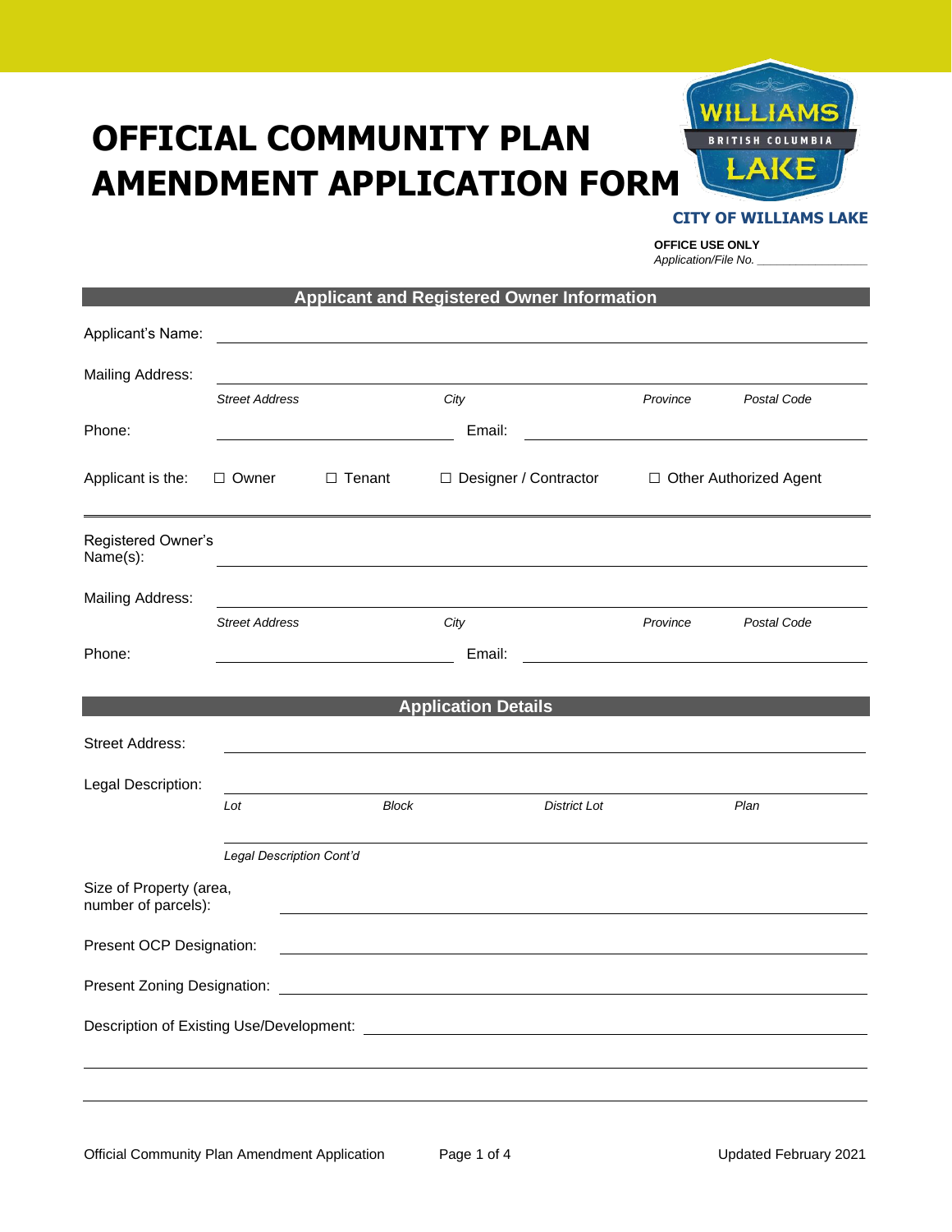# OFFICIAL COMMUNITY PLAN AMENDMENT APPLICATION FORM

WILLIAMS LAKE
BRITISH COLUMBIA

**CITY OF WILLIAMS LAKE**

**OFFICE USE ONLY**
*Application/File No.* ____________

## Applicant and Registered Owner Information

Applicant's Name: ______________________________

Mailing Address: ______________________________
*Street Address* *City* *Province* *Postal Code*

Phone: ____________________ Email: ____________________

Applicant is the: ☐ Owner ☐ Tenant ☐ Designer / Contractor ☐ Other Authorized Agent

---

Registered Owner's Name(s): ______________________________

Mailing Address: ______________________________
*Street Address* *City* *Province* *Postal Code*

Phone: ____________________ Email: ____________________

## Application Details

Street Address: ______________________________

Legal Description: ______________________________
*Lot* *Block* *District Lot* *Plan*

______________________________
*Legal Description Cont'd*

Size of Property (area, number of parcels): ______________________________

Present OCP Designation: ______________________________

Present Zoning Designation: ______________________________

Description of Existing Use/Development: ______________________________

______________________________

______________________________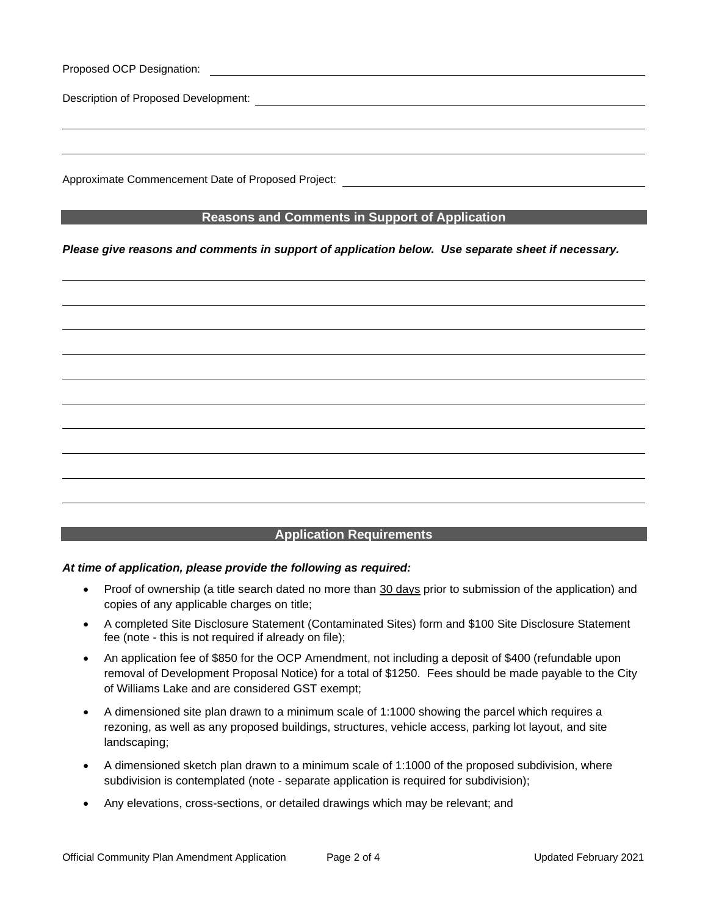Proposed OCP Designation: ______________________________

Description of Proposed Development: ______________________________

______________________________

______________________________

Approximate Commencement Date of Proposed Project: ______________________________

## Reasons and Comments in Support of Application

***Please give reasons and comments in support of application below. Use separate sheet if necessary.***

______________________________

______________________________

______________________________

______________________________

______________________________

______________________________

______________________________

______________________________

______________________________

______________________________

## Application Requirements

***At time of application, please provide the following as required:***

- Proof of ownership (a title search dated no more than <u>30 days</u> prior to submission of the application) and copies of any applicable charges on title;
- A completed Site Disclosure Statement (Contaminated Sites) form and $100 Site Disclosure Statement fee (note - this is not required if already on file);
- An application fee of $850 for the OCP Amendment, not including a deposit of $400 (refundable upon removal of Development Proposal Notice) for a total of $1250. Fees should be made payable to the City of Williams Lake and are considered GST exempt;
- A dimensioned site plan drawn to a minimum scale of 1:1000 showing the parcel which requires a rezoning, as well as any proposed buildings, structures, vehicle access, parking lot layout, and site landscaping;
- A dimensioned sketch plan drawn to a minimum scale of 1:1000 of the proposed subdivision, where subdivision is contemplated (note - separate application is required for subdivision);
- Any elevations, cross-sections, or detailed drawings which may be relevant; and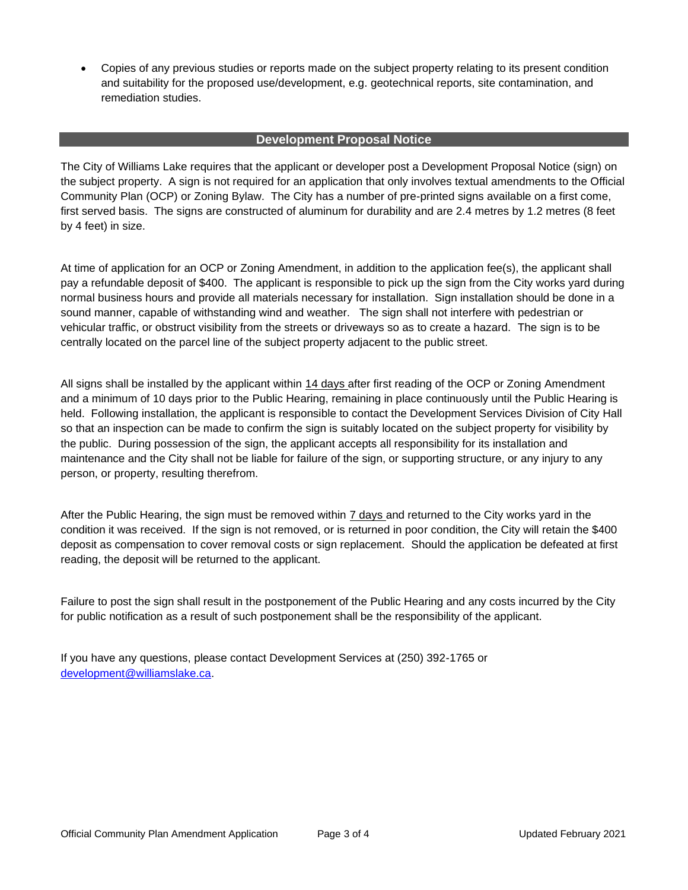- Copies of any previous studies or reports made on the subject property relating to its present condition and suitability for the proposed use/development, e.g. geotechnical reports, site contamination, and remediation studies.

## Development Proposal Notice

The City of Williams Lake requires that the applicant or developer post a Development Proposal Notice (sign) on the subject property. A sign is not required for an application that only involves textual amendments to the Official Community Plan (OCP) or Zoning Bylaw. The City has a number of pre-printed signs available on a first come, first served basis. The signs are constructed of aluminum for durability and are 2.4 metres by 1.2 metres (8 feet by 4 feet) in size.

At time of application for an OCP or Zoning Amendment, in addition to the application fee(s), the applicant shall pay a refundable deposit of $400. The applicant is responsible to pick up the sign from the City works yard during normal business hours and provide all materials necessary for installation. Sign installation should be done in a sound manner, capable of withstanding wind and weather. The sign shall not interfere with pedestrian or vehicular traffic, or obstruct visibility from the streets or driveways so as to create a hazard. The sign is to be centrally located on the parcel line of the subject property adjacent to the public street.

All signs shall be installed by the applicant within <u>14 days</u> after first reading of the OCP or Zoning Amendment and a minimum of 10 days prior to the Public Hearing, remaining in place continuously until the Public Hearing is held. Following installation, the applicant is responsible to contact the Development Services Division of City Hall so that an inspection can be made to confirm the sign is suitably located on the subject property for visibility by the public. During possession of the sign, the applicant accepts all responsibility for its installation and maintenance and the City shall not be liable for failure of the sign, or supporting structure, or any injury to any person, or property, resulting therefrom.

After the Public Hearing, the sign must be removed within <u>7 days</u> and returned to the City works yard in the condition it was received. If the sign is not removed, or is returned in poor condition, the City will retain the $400 deposit as compensation to cover removal costs or sign replacement. Should the application be defeated at first reading, the deposit will be returned to the applicant.

Failure to post the sign shall result in the postponement of the Public Hearing and any costs incurred by the City for public notification as a result of such postponement shall be the responsibility of the applicant.

If you have any questions, please contact Development Services at (250) 392-1765 or [development@williamslake.ca](mailto:development@williamslake.ca).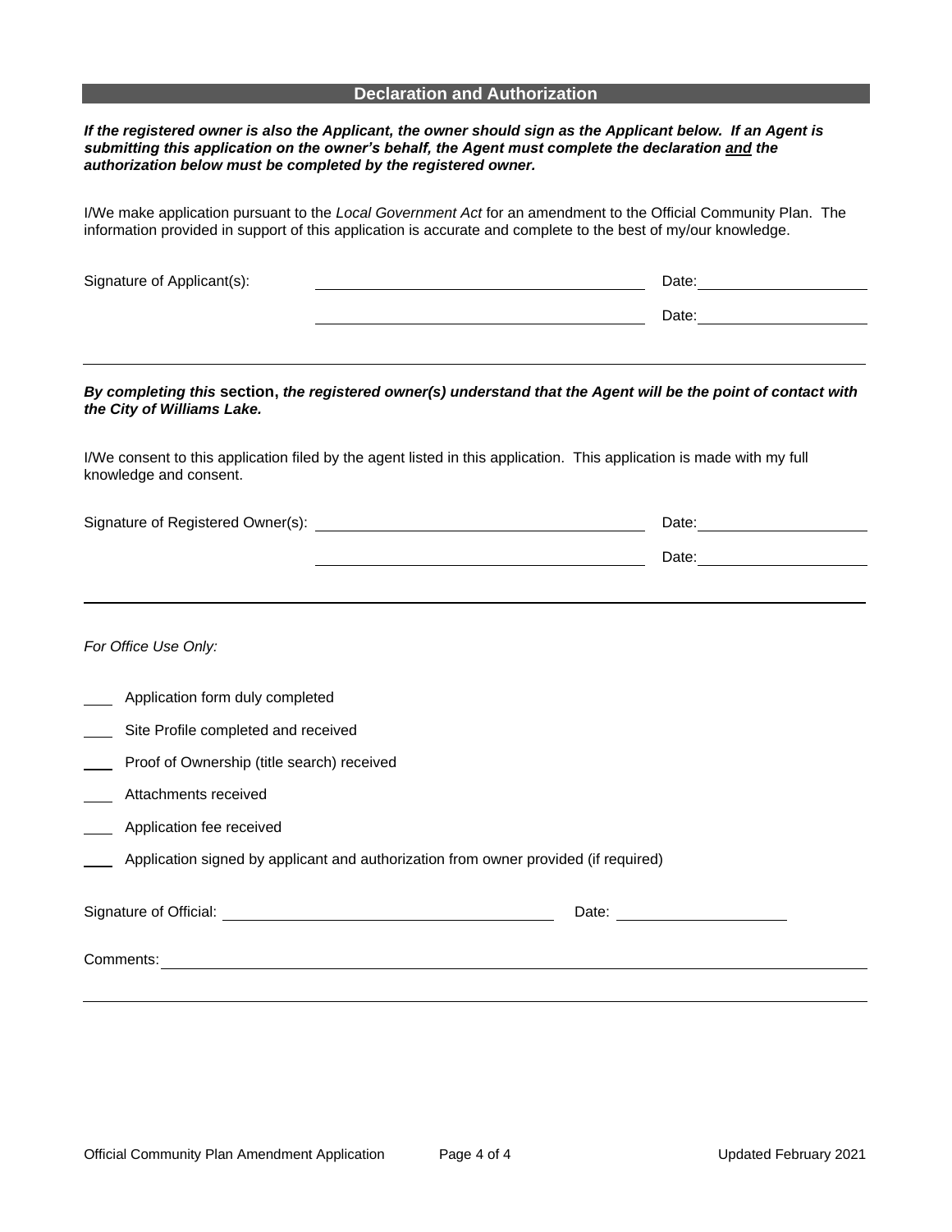## Declaration and Authorization

***If the registered owner is also the Applicant, the owner should sign as the Applicant below. If an Agent is submitting this application on the owner's behalf, the Agent must complete the declaration and the authorization below must be completed by the registered owner.***

I/We make application pursuant to the *Local Government Act* for an amendment to the Official Community Plan. The information provided in support of this application is accurate and complete to the best of my/our knowledge.

Signature of Applicant(s): ______________________________ Date: ________________

______________________________ Date: ________________

---

***By completing this* section, *the registered owner(s) understand that the Agent will be the point of contact with the City of Williams Lake.***

I/We consent to this application filed by the agent listed in this application. This application is made with my full knowledge and consent.

Signature of Registered Owner(s): ______________________________ Date: ________________

______________________________ Date: ________________

---

*For Office Use Only:*

____ Application form duly completed

____ Site Profile completed and received

____ Proof of Ownership (title search) received

____ Attachments received

____ Application fee received

____ Application signed by applicant and authorization from owner provided (if required)

Signature of Official: ______________________________ Date: ________________

Comments: ____________________________________________________________